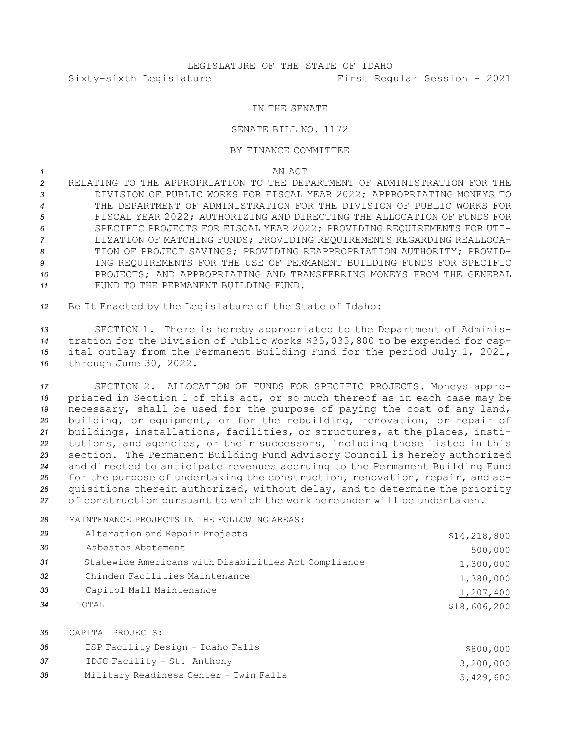LEGISLATURE OF THE STATE OF IDAHO

Sixty-sixth Legislature First Regular Session - 2021

IN THE SENATE

SENATE BILL NO. 1172

BY FINANCE COMMITTEE

AN ACT

RELATING TO THE APPROPRIATION TO THE DEPARTMENT OF ADMINISTRATION FOR THE DIVISION OF PUBLIC WORKS FOR FISCAL YEAR 2022; APPROPRIATING MONEYS TO THE DEPARTMENT OF ADMINISTRATION FOR THE DIVISION OF PUBLIC WORKS FOR FISCAL YEAR 2022; AUTHORIZING AND DIRECTING THE ALLOCATION OF FUNDS FOR SPECIFIC PROJECTS FOR FISCAL YEAR 2022; PROVIDING REQUIREMENTS FOR UTILIZATION OF MATCHING FUNDS; PROVIDING REQUIREMENTS REGARDING REALLOCATION OF PROJECT SAVINGS; PROVIDING REAPPROPRIATION AUTHORITY; PROVIDING REQUIREMENTS FOR THE USE OF PERMANENT BUILDING FUNDS FOR SPECIFIC PROJECTS; AND APPROPRIATING AND TRANSFERRING MONEYS FROM THE GENERAL FUND TO THE PERMANENT BUILDING FUND.

Be It Enacted by the Legislature of the State of Idaho:

SECTION 1. There is hereby appropriated to the Department of Administration for the Division of Public Works $35,035,800 to be expended for capital outlay from the Permanent Building Fund for the period July 1, 2021, through June 30, 2022.

SECTION 2. ALLOCATION OF FUNDS FOR SPECIFIC PROJECTS. Moneys appropriated in Section 1 of this act, or so much thereof as in each case may be necessary, shall be used for the purpose of paying the cost of any land, building, or equipment, or for the rebuilding, renovation, or repair of buildings, installations, facilities, or structures, at the places, institutions, and agencies, or their successors, including those listed in this section. The Permanent Building Fund Advisory Council is hereby authorized and directed to anticipate revenues accruing to the Permanent Building Fund for the purpose of undertaking the construction, renovation, repair, and acquisitions therein authorized, without delay, and to determine the priority of construction pursuant to which the work hereunder will be undertaken.

MAINTENANCE PROJECTS IN THE FOLLOWING AREAS:

| | |
|---|---:|
| Alteration and Repair Projects | $14,218,800 |
| Asbestos Abatement | 500,000 |
| Statewide Americans with Disabilities Act Compliance | 1,300,000 |
| Chinden Facilities Maintenance | 1,380,000 |
| Capitol Mall Maintenance | 1,207,400 |
| TOTAL | $18,606,200 |

CAPITAL PROJECTS:

| | |
|---|---:|
| ISP Facility Design - Idaho Falls | $800,000 |
| IDJC Facility - St. Anthony | 3,200,000 |
| Military Readiness Center - Twin Falls | 5,429,600 |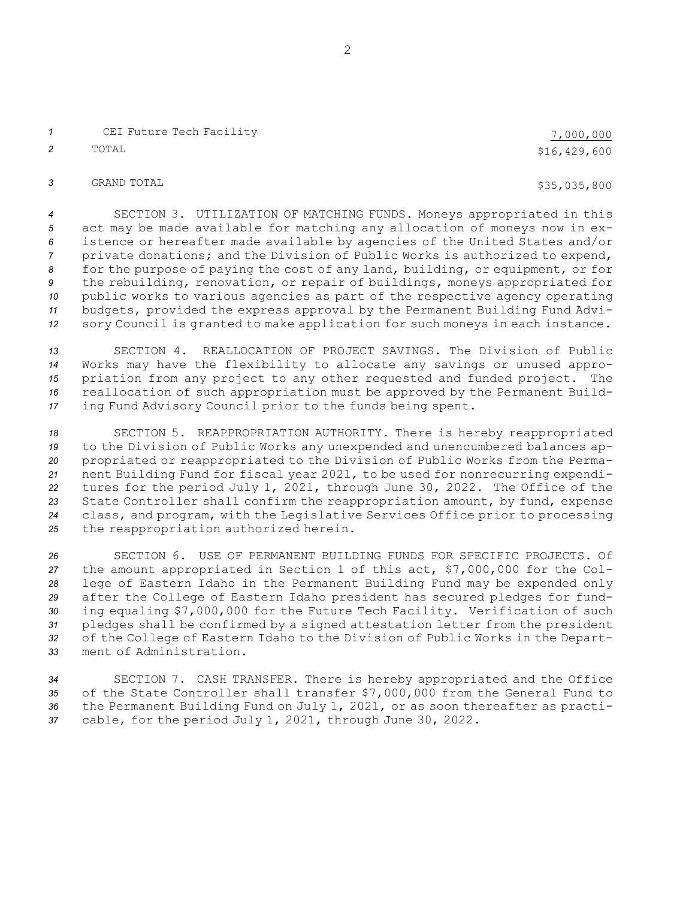| | |
|---|---|
| CEI Future Tech Facility | 7,000,000 |
| TOTAL | $16,429,600 |
| GRAND TOTAL | $35,035,800 |

SECTION 3. UTILIZATION OF MATCHING FUNDS. Moneys appropriated in this act may be made available for matching any allocation of moneys now in existence or hereafter made available by agencies of the United States and/or private donations; and the Division of Public Works is authorized to expend, for the purpose of paying the cost of any land, building, or equipment, or for the rebuilding, renovation, or repair of buildings, moneys appropriated for public works to various agencies as part of the respective agency operating budgets, provided the express approval by the Permanent Building Fund Advisory Council is granted to make application for such moneys in each instance.

SECTION 4. REALLOCATION OF PROJECT SAVINGS. The Division of Public Works may have the flexibility to allocate any savings or unused appropriation from any project to any other requested and funded project. The reallocation of such appropriation must be approved by the Permanent Building Fund Advisory Council prior to the funds being spent.

SECTION 5. REAPPROPRIATION AUTHORITY. There is hereby reappropriated to the Division of Public Works any unexpended and unencumbered balances appropriated or reappropriated to the Division of Public Works from the Permanent Building Fund for fiscal year 2021, to be used for nonrecurring expenditures for the period July 1, 2021, through June 30, 2022. The Office of the State Controller shall confirm the reappropriation amount, by fund, expense class, and program, with the Legislative Services Office prior to processing the reappropriation authorized herein.

SECTION 6. USE OF PERMANENT BUILDING FUNDS FOR SPECIFIC PROJECTS. Of the amount appropriated in Section 1 of this act, $7,000,000 for the College of Eastern Idaho in the Permanent Building Fund may be expended only after the College of Eastern Idaho president has secured pledges for funding equaling $7,000,000 for the Future Tech Facility. Verification of such pledges shall be confirmed by a signed attestation letter from the president of the College of Eastern Idaho to the Division of Public Works in the Department of Administration.

SECTION 7. CASH TRANSFER. There is hereby appropriated and the Office of the State Controller shall transfer $7,000,000 from the General Fund to the Permanent Building Fund on July 1, 2021, or as soon thereafter as practicable, for the period July 1, 2021, through June 30, 2022.